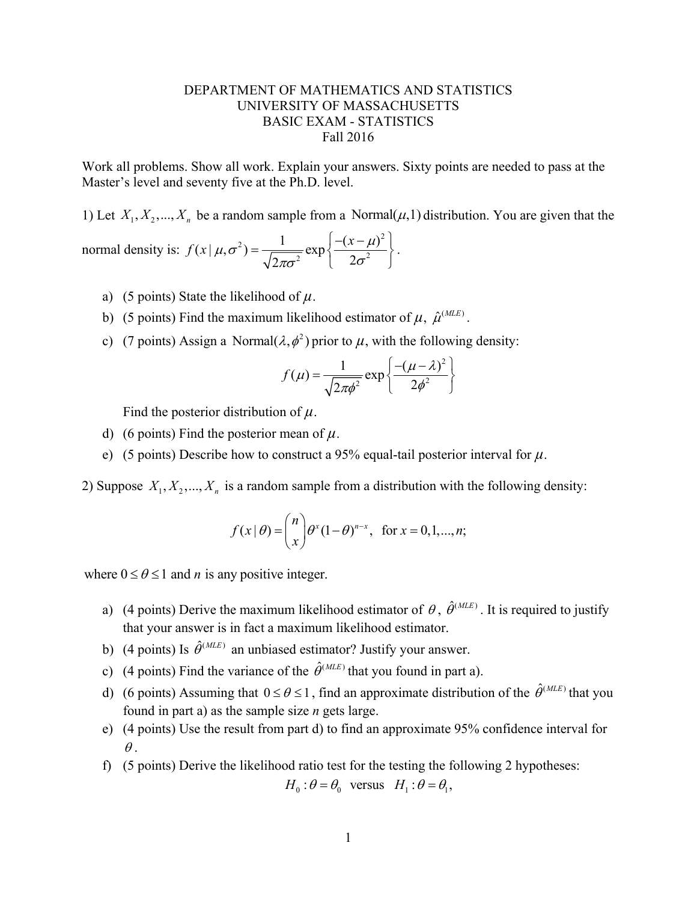DEPARTMENT OF MATHEMATICS AND STATISTICS
UNIVERSITY OF MASSACHUSETTS
BASIC EXAM - STATISTICS
Fall 2016

Work all problems. Show all work. Explain your answers. Sixty points are needed to pass at the Master's level and seventy five at the Ph.D. level.

1) Let $X_1, X_2, ..., X_n$ be a random sample from a $\text{Normal}(\mu, 1)$ distribution. You are given that the normal density is: $f(x \mid \mu, \sigma^2) = \frac{1}{\sqrt{2\pi\sigma^2}} \exp\left\{ \frac{-(x-\mu)^2}{2\sigma^2} \right\}$.

a) (5 points) State the likelihood of $\mu$.
b) (5 points) Find the maximum likelihood estimator of $\mu$, $\hat{\mu}^{(MLE)}$.
c) (7 points) Assign a $\text{Normal}(\lambda, \phi^2)$ prior to $\mu$, with the following density:

$$f(\mu) = \frac{1}{\sqrt{2\pi\phi^2}} \exp\left\{ \frac{-(\mu-\lambda)^2}{2\phi^2} \right\}$$

Find the posterior distribution of $\mu$.

d) (6 points) Find the posterior mean of $\mu$.
e) (5 points) Describe how to construct a 95% equal-tail posterior interval for $\mu$.

2) Suppose $X_1, X_2, ..., X_n$ is a random sample from a distribution with the following density:

$$f(x \mid \theta) = \binom{n}{x} \theta^x (1-\theta)^{n-x}, \quad \text{for } x = 0, 1, ..., n;$$

where $0 \le \theta \le 1$ and $n$ is any positive integer.

a) (4 points) Derive the maximum likelihood estimator of $\theta$, $\hat{\theta}^{(MLE)}$. It is required to justify that your answer is in fact a maximum likelihood estimator.
b) (4 points) Is $\hat{\theta}^{(MLE)}$ an unbiased estimator? Justify your answer.
c) (4 points) Find the variance of the $\hat{\theta}^{(MLE)}$ that you found in part a).
d) (6 points) Assuming that $0 \le \theta \le 1$, find an approximate distribution of the $\hat{\theta}^{(MLE)}$ that you found in part a) as the sample size $n$ gets large.
e) (4 points) Use the result from part d) to find an approximate 95% confidence interval for $\theta$.
f) (5 points) Derive the likelihood ratio test for the testing the following 2 hypotheses:

$$H_0 : \theta = \theta_0 \quad \text{versus} \quad H_1 : \theta = \theta_1,$$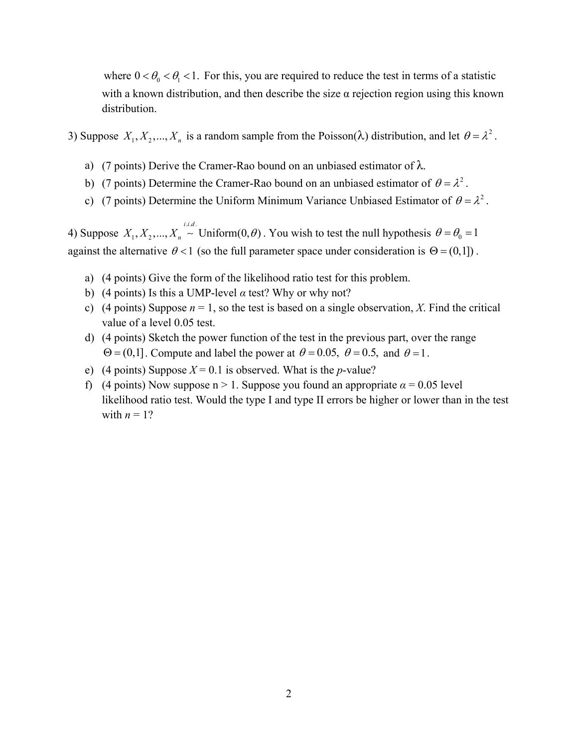where $0 < \theta_0 < \theta_1 < 1$. For this, you are required to reduce the test in terms of a statistic with a known distribution, and then describe the size α rejection region using this known distribution.

3) Suppose $X_1, X_2, ..., X_n$ is a random sample from the Poisson(λ) distribution, and let $\theta = \lambda^2$.

a) (7 points) Derive the Cramer-Rao bound on an unbiased estimator of λ.
b) (7 points) Determine the Cramer-Rao bound on an unbiased estimator of $\theta = \lambda^2$.
c) (7 points) Determine the Uniform Minimum Variance Unbiased Estimator of $\theta = \lambda^2$.

4) Suppose $X_1, X_2, ..., X_n \overset{i.i.d.}{\sim}$ Uniform$(0, \theta)$. You wish to test the null hypothesis $\theta = \theta_0 = 1$ against the alternative $\theta < 1$ (so the full parameter space under consideration is $\Theta = (0,1]$).

a) (4 points) Give the form of the likelihood ratio test for this problem.
b) (4 points) Is this a UMP-level *α* test? Why or why not?
c) (4 points) Suppose *n* = 1, so the test is based on a single observation, *X*. Find the critical value of a level 0.05 test.
d) (4 points) Sketch the power function of the test in the previous part, over the range $\Theta = (0,1]$. Compute and label the power at $\theta = 0.05$, $\theta = 0.5$, and $\theta = 1$.
e) (4 points) Suppose *X* = 0.1 is observed. What is the *p*-value?
f) (4 points) Now suppose n > 1. Suppose you found an appropriate *α* = 0.05 level likelihood ratio test. Would the type I and type II errors be higher or lower than in the test with *n* = 1?